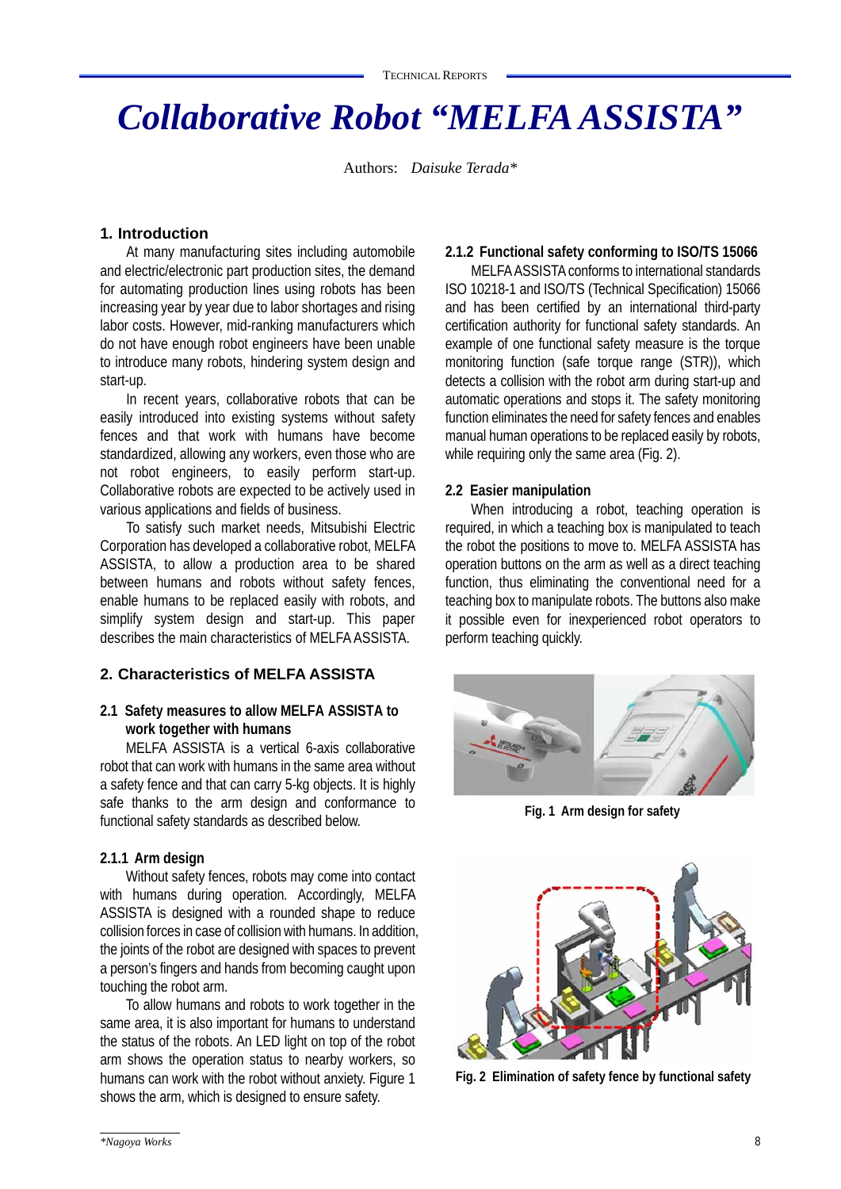# Collaborative Robot "MELFA ASSISTA"

Authors: *Daisuke Terada**

## 1. Introduction

At many manufacturing sites including automobile and electric/electronic part production sites, the demand for automating production lines using robots has been increasing year by year due to labor shortages and rising labor costs. However, mid-ranking manufacturers which do not have enough robot engineers have been unable to introduce many robots, hindering system design and start-up.

In recent years, collaborative robots that can be easily introduced into existing systems without safety fences and that work with humans have become standardized, allowing any workers, even those who are not robot engineers, to easily perform start-up. Collaborative robots are expected to be actively used in various applications and fields of business.

To satisfy such market needs, Mitsubishi Electric Corporation has developed a collaborative robot, MELFA ASSISTA, to allow a production area to be shared between humans and robots without safety fences, enable humans to be replaced easily with robots, and simplify system design and start-up. This paper describes the main characteristics of MELFA ASSISTA.

## 2. Characteristics of MELFA ASSISTA

### 2.1 Safety measures to allow MELFA ASSISTA to work together with humans

MELFA ASSISTA is a vertical 6-axis collaborative robot that can work with humans in the same area without a safety fence and that can carry 5-kg objects. It is highly safe thanks to the arm design and conformance to functional safety standards as described below.

#### 2.1.1 Arm design

Without safety fences, robots may come into contact with humans during operation. Accordingly, MELFA ASSISTA is designed with a rounded shape to reduce collision forces in case of collision with humans. In addition, the joints of the robot are designed with spaces to prevent a person's fingers and hands from becoming caught upon touching the robot arm.

To allow humans and robots to work together in the same area, it is also important for humans to understand the status of the robots. An LED light on top of the robot arm shows the operation status to nearby workers, so humans can work with the robot without anxiety. Figure 1 shows the arm, which is designed to ensure safety.

#### 2.1.2 Functional safety conforming to ISO/TS 15066

MELFA ASSISTA conforms to international standards ISO 10218-1 and ISO/TS (Technical Specification) 15066 and has been certified by an international third-party certification authority for functional safety standards. An example of one functional safety measure is the torque monitoring function (safe torque range (STR)), which detects a collision with the robot arm during start-up and automatic operations and stops it. The safety monitoring function eliminates the need for safety fences and enables manual human operations to be replaced easily by robots, while requiring only the same area (Fig. 2).

### 2.2 Easier manipulation

When introducing a robot, teaching operation is required, in which a teaching box is manipulated to teach the robot the positions to move to. MELFA ASSISTA has operation buttons on the arm as well as a direct teaching function, thus eliminating the conventional need for a teaching box to manipulate robots. The buttons also make it possible even for inexperienced robot operators to perform teaching quickly.

**Fig. 1 Arm design for safety**

**Fig. 2 Elimination of safety fence by functional safety**

*\*Nagoya Works*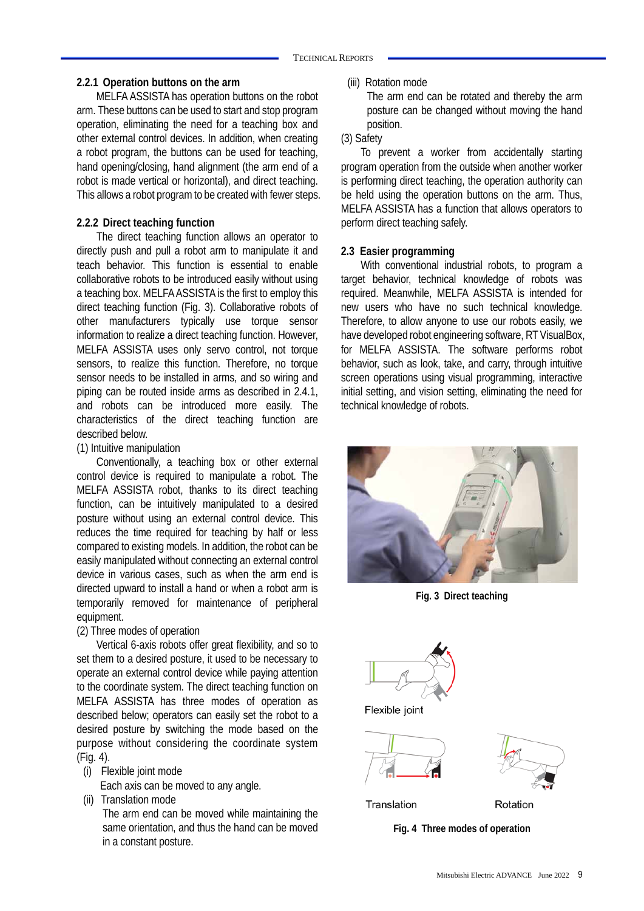#### 2.2.1 Operation buttons on the arm

MELFA ASSISTA has operation buttons on the robot arm. These buttons can be used to start and stop program operation, eliminating the need for a teaching box and other external control devices. In addition, when creating a robot program, the buttons can be used for teaching, hand opening/closing, hand alignment (the arm end of a robot is made vertical or horizontal), and direct teaching. This allows a robot program to be created with fewer steps.

#### 2.2.2 Direct teaching function

The direct teaching function allows an operator to directly push and pull a robot arm to manipulate it and teach behavior. This function is essential to enable collaborative robots to be introduced easily without using a teaching box. MELFA ASSISTA is the first to employ this direct teaching function (Fig. 3). Collaborative robots of other manufacturers typically use torque sensor information to realize a direct teaching function. However, MELFA ASSISTA uses only servo control, not torque sensors, to realize this function. Therefore, no torque sensor needs to be installed in arms, and so wiring and piping can be routed inside arms as described in 2.4.1, and robots can be introduced more easily. The characteristics of the direct teaching function are described below.

(1) Intuitive manipulation

Conventionally, a teaching box or other external control device is required to manipulate a robot. The MELFA ASSISTA robot, thanks to its direct teaching function, can be intuitively manipulated to a desired posture without using an external control device. This reduces the time required for teaching by half or less compared to existing models. In addition, the robot can be easily manipulated without connecting an external control device in various cases, such as when the arm end is directed upward to install a hand or when a robot arm is temporarily removed for maintenance of peripheral equipment.

(2) Three modes of operation

Vertical 6-axis robots offer great flexibility, and so to set them to a desired posture, it used to be necessary to operate an external control device while paying attention to the coordinate system. The direct teaching function on MELFA ASSISTA has three modes of operation as described below; operators can easily set the robot to a desired posture by switching the mode based on the purpose without considering the coordinate system (Fig. 4).

(i) Flexible joint mode
Each axis can be moved to any angle.

(ii) Translation mode
The arm end can be moved while maintaining the same orientation, and thus the hand can be moved in a constant posture.

(iii) Rotation mode
The arm end can be rotated and thereby the arm posture can be changed without moving the hand position.

(3) Safety

To prevent a worker from accidentally starting program operation from the outside when another worker is performing direct teaching, the operation authority can be held using the operation buttons on the arm. Thus, MELFA ASSISTA has a function that allows operators to perform direct teaching safely.

### 2.3 Easier programming

With conventional industrial robots, to program a target behavior, technical knowledge of robots was required. Meanwhile, MELFA ASSISTA is intended for new users who have no such technical knowledge. Therefore, to allow anyone to use our robots easily, we have developed robot engineering software, RT VisualBox, for MELFA ASSISTA. The software performs robot behavior, such as look, take, and carry, through intuitive screen operations using visual programming, interactive initial setting, and vision setting, eliminating the need for technical knowledge of robots.

**Fig. 3 Direct teaching**

Flexible joint

Translation

Rotation

**Fig. 4 Three modes of operation**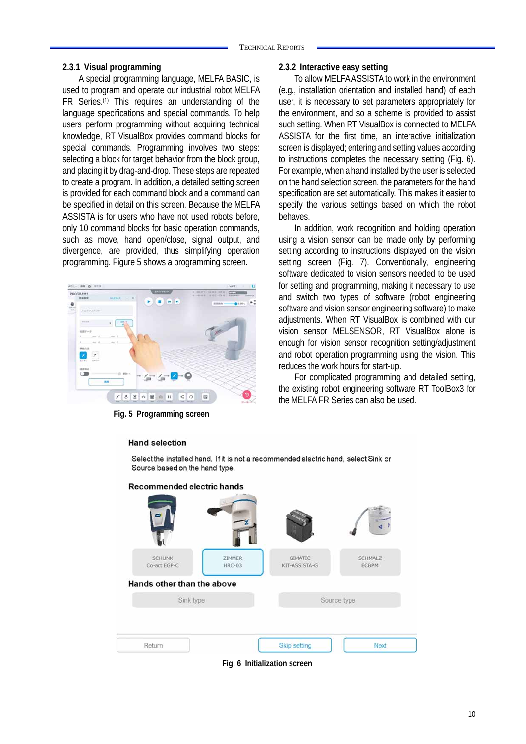### 2.3.1 Visual programming

A special programming language, MELFA BASIC, is used to program and operate our industrial robot MELFA FR Series.[1] This requires an understanding of the language specifications and special commands. To help users perform programming without acquiring technical knowledge, RT VisualBox provides command blocks for special commands. Programming involves two steps: selecting a block for target behavior from the block group, and placing it by drag-and-drop. These steps are repeated to create a program. In addition, a detailed setting screen is provided for each command block and a command can be specified in detail on this screen. Because the MELFA ASSISTA is for users who have not used robots before, only 10 command blocks for basic operation commands, such as move, hand open/close, signal output, and divergence, are provided, thus simplifying operation programming. Figure 5 shows a programming screen.

Fig. 5 Programming screen

### 2.3.2 Interactive easy setting

To allow MELFA ASSISTA to work in the environment (e.g., installation orientation and installed hand) of each user, it is necessary to set parameters appropriately for the environment, and so a scheme is provided to assist such setting. When RT VisualBox is connected to MELFA ASSISTA for the first time, an interactive initialization screen is displayed; entering and setting values according to instructions completes the necessary setting (Fig. 6). For example, when a hand installed by the user is selected on the hand selection screen, the parameters for the hand specification are set automatically. This makes it easier to specify the various settings based on which the robot behaves.

In addition, work recognition and holding operation using a vision sensor can be made only by performing setting according to instructions displayed on the vision setting screen (Fig. 7). Conventionally, engineering software dedicated to vision sensors needed to be used for setting and programming, making it necessary to use and switch two types of software (robot engineering software and vision sensor engineering software) to make adjustments. When RT VisualBox is combined with our vision sensor MELSENSOR, RT VisualBox alone is enough for vision sensor recognition setting/adjustment and robot operation programming using the vision. This reduces the work hours for start-up.

For complicated programming and detailed setting, the existing robot engineering software RT ToolBox3 for the MELFA FR Series can also be used.

Fig. 6 Initialization screen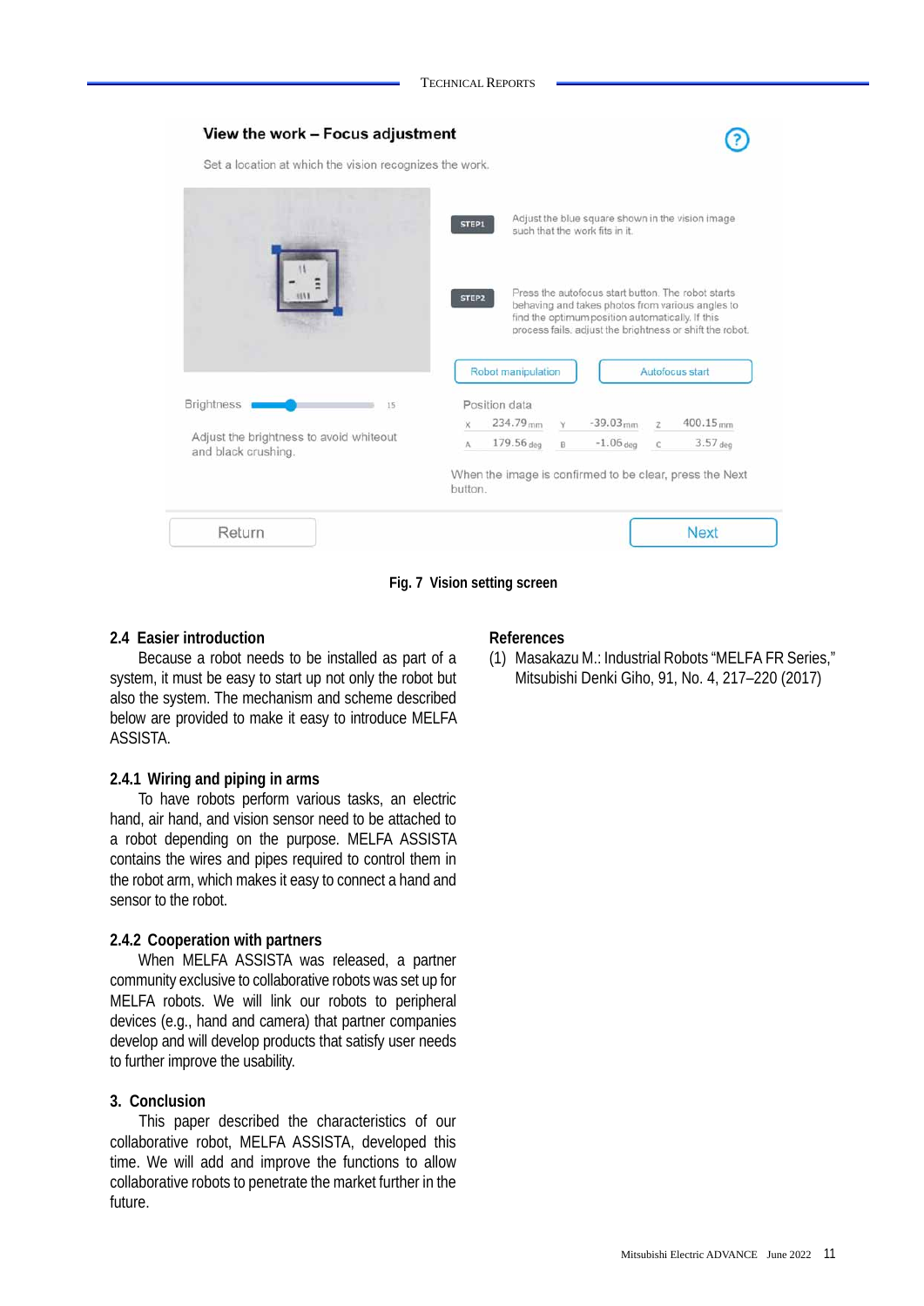View the work – Focus adjustment

Set a location at which the vision recognizes the work.

STEP1 Adjust the blue square shown in the vision image such that the work fits in it.

STEP2 Press the autofocus start button. The robot starts behaving and takes photos from various angles to find the optimum position automatically. If this process fails, adjust the brightness or shift the robot.

Robot manipulation

Autofocus start

Brightness 15

Adjust the brightness to avoid whiteout and black crushing.

Position data

X 234.79 mm Y -39.03 mm Z 400.15 mm

A 179.56 deg B -1.06 deg C 3.57 deg

When the image is confirmed to be clear, press the Next button.

Return

Next

**Fig. 7 Vision setting screen**

### 2.4 Easier introduction

Because a robot needs to be installed as part of a system, it must be easy to start up not only the robot but also the system. The mechanism and scheme described below are provided to make it easy to introduce MELFA ASSISTA.

#### 2.4.1 Wiring and piping in arms

To have robots perform various tasks, an electric hand, air hand, and vision sensor need to be attached to a robot depending on the purpose. MELFA ASSISTA contains the wires and pipes required to control them in the robot arm, which makes it easy to connect a hand and sensor to the robot.

#### 2.4.2 Cooperation with partners

When MELFA ASSISTA was released, a partner community exclusive to collaborative robots was set up for MELFA robots. We will link our robots to peripheral devices (e.g., hand and camera) that partner companies develop and will develop products that satisfy user needs to further improve the usability.

## 3. Conclusion

This paper described the characteristics of our collaborative robot, MELFA ASSISTA, developed this time. We will add and improve the functions to allow collaborative robots to penetrate the market further in the future.

## References

(1) Masakazu M.: Industrial Robots "MELFA FR Series," Mitsubishi Denki Giho, 91, No. 4, 217–220 (2017)